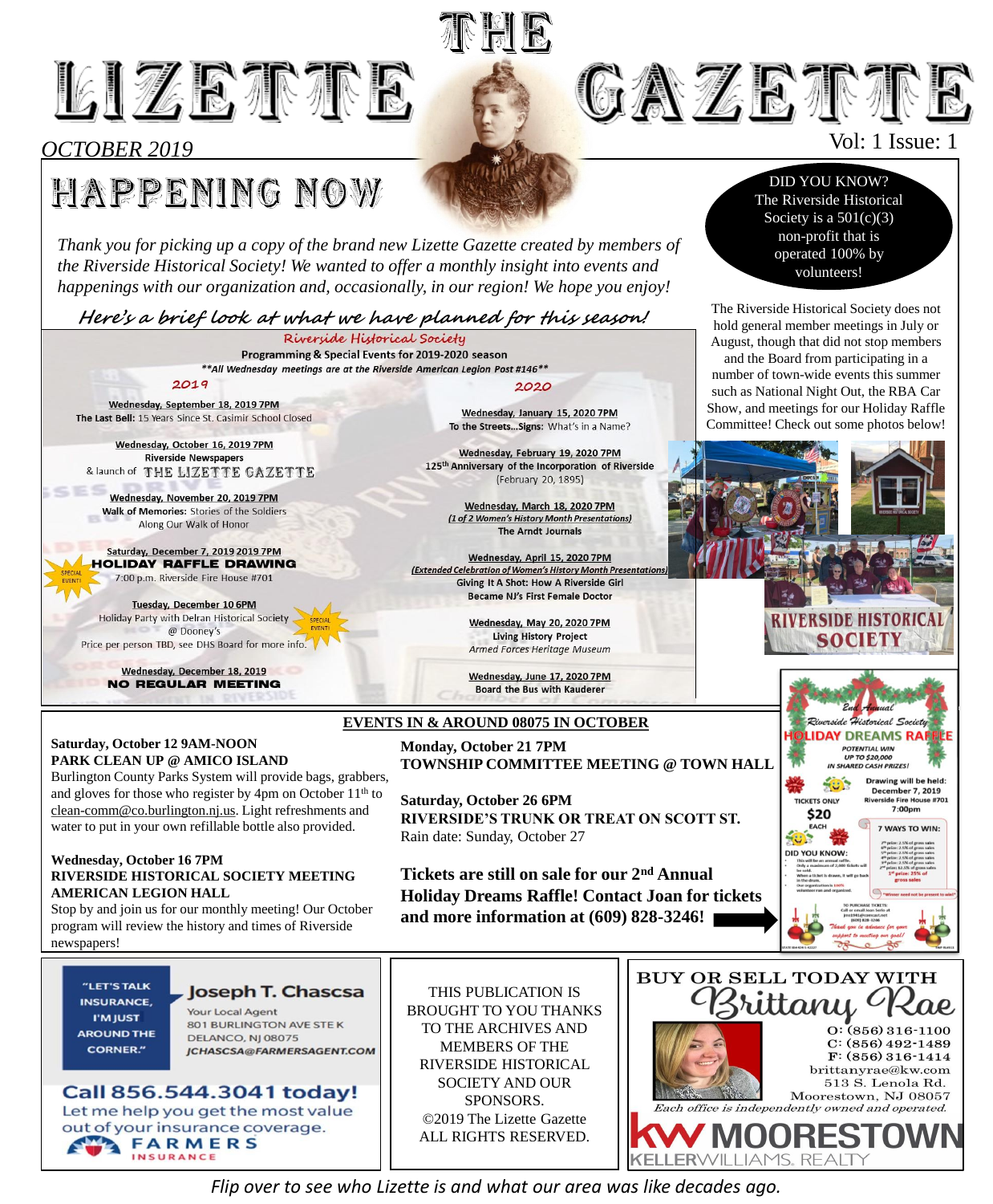# THE LIZETTE GAZETTE

*OCTOBER 2019*

Vol: 1 Issue: 1

## HAPPENING NOW

*Thank you for picking up a copy of the brand new Lizette Gazette created by members of the Riverside Historical Society! We wanted to offer a monthly insight into events and happenings with our organization and, occasionally, in our region! We hope you enjoy!*

*Here's a brief look at what we have planned for this season!*

**Riverside Historical Society**

**Programming & Special Events for 2019-2020 season**

***All Wednesday meetings are at the Riverside American Legion Post #146***

### 2019

**Wednesday, September 18, 2019 7PM**
**The Last Bell:** 15 Years Since St. Casimir School Closed

**Wednesday, October 16, 2019 7PM**
**Riverside Newspapers**
& launch of THE LIZETTE GAZETTE

**Wednesday, November 20, 2019 7PM**
**Walk of Memories:** Stories of the Soldiers Along Our Walk of Honor

**Saturday, December 7, 2019 2019 7PM**
**HOLIDAY RAFFLE DRAWING** (SPECIAL EVENT!)
7:00 p.m. Riverside Fire House #701

**Tuesday, December 10 6PM**
Holiday Party with Delran Historical Society @ Dooney's (SPECIAL EVENT!)
Price per person TBD, see DHS Board for more info.

**Wednesday, December 18, 2019**
**NO REGULAR MEETING**

### 2020

**Wednesday, January 15, 2020 7PM**
**To the Streets...Signs:** What's in a Name?

**Wednesday, February 19, 2020 7PM**
**125th Anniversary of the Incorporation of Riverside**
(February 20, 1895)

**Wednesday, March 18, 2020 7PM**
***(1 of 2 Women's History Month Presentations)***
**The Arndt Journals**

**Wednesday, April 15, 2020 7PM**
***(Extended Celebration of Women's History Month Presentations)***
**Giving It A Shot: How A Riverside Girl Became NJ's First Female Doctor**

**Wednesday, May 20, 2020 7PM**
**Living History Project**
*Armed Forces Heritage Museum*

**Wednesday, June 17, 2020 7PM**
**Board the Bus with Kauderer**

---

DID YOU KNOW?
The Riverside Historical Society is a 501(c)(3) non-profit that is operated 100% by volunteers!

The Riverside Historical Society does not hold general member meetings in July or August, though that did not stop members and the Board from participating in a number of town-wide events this summer such as National Night Out, the RBA Car Show, and meetings for our Holiday Raffle Committee! Check out some photos below!

---

## EVENTS IN & AROUND 08075 IN OCTOBER

**Saturday, October 12 9AM-NOON**
**PARK CLEAN UP @ AMICO ISLAND**
Burlington County Parks System will provide bags, grabbers, and gloves for those who register by 4pm on October 11th to clean-comm@co.burlington.nj.us. Light refreshments and water to put in your own refillable bottle also provided.

**Wednesday, October 16 7PM**
**RIVERSIDE HISTORICAL SOCIETY MEETING AMERICAN LEGION HALL**
Stop by and join us for our monthly meeting! Our October program will review the history and times of Riverside newspapers!

**Monday, October 21 7PM**
**TOWNSHIP COMMITTEE MEETING @ TOWN HALL**

**Saturday, October 26 6PM**
**RIVERSIDE'S TRUNK OR TREAT ON SCOTT ST.**
Rain date: Sunday, October 27

**Tickets are still on sale for our 2nd Annual Holiday Dreams Raffle! Contact Joan for tickets and more information at (609) 828-3246!**

*2nd Annual Riverside Historical Society*
**HOLIDAY DREAMS RAFFLE**
POTENTIAL WIN UP TO $20,000 IN SHARED CASH PRIZES!
Drawing will be held: December 7, 2019, Riverside Fire House #701, 7:00pm
TICKETS ONLY **$20** EACH
7 WAYS TO WIN
*Thank you in advance for your support to meeting our goal!*

---

"LET'S TALK INSURANCE, I'M JUST AROUND THE CORNER."

**Joseph T. Chascsa**
Your Local Agent
801 BURLINGTON AVE STE K
DELANCO, NJ 08075
JCHASCSA@FARMERSAGENT.COM

**Call 856.544.3041 today!**
Let me help you get the most value out of your insurance coverage.
FARMERS INSURANCE

---

THIS PUBLICATION IS BROUGHT TO YOU THANKS TO THE ARCHIVES AND MEMBERS OF THE RIVERSIDE HISTORICAL SOCIETY AND OUR SPONSORS.
©2019 The Lizette Gazette
ALL RIGHTS RESERVED.

---

**BUY OR SELL TODAY WITH Brittany Rae**
O: (856) 316-1100
C: (856) 492-1489
F: (856) 316-1414
brittanyrae@kw.com
513 S. Lenola Rd.
Moorestown, NJ 08057
*Each office is independently owned and operated.*
KW MOORESTOWN KELLERWILLIAMS. REALTY

---

*Flip over to see who Lizette is and what our area was like decades ago.*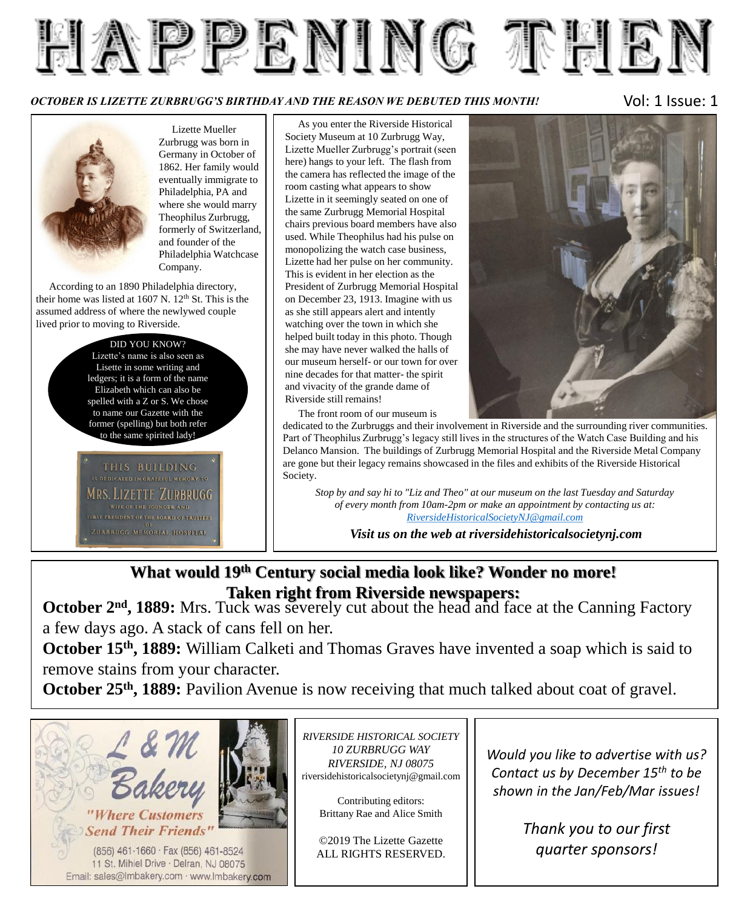# HAPPENING THEN

*OCTOBER IS LIZETTE ZURBRUGG'S BIRTHDAY AND THE REASON WE DEBUTED THIS MONTH!*

Vol: 1 Issue: 1

Lizette Mueller Zurbrugg was born in Germany in October of 1862. Her family would eventually immigrate to Philadelphia, PA and where she would marry Theophilus Zurbrugg, formerly of Switzerland, and founder of the Philadelphia Watchcase Company.

According to an 1890 Philadelphia directory, their home was listed at 1607 N. 12th St. This is the assumed address of where the newlywed couple lived prior to moving to Riverside.

DID YOU KNOW?
Lizette's name is also seen as Lisette in some writing and ledgers; it is a form of the name Elizabeth which can also be spelled with a Z or S. We chose to name our Gazette with the former (spelling) but both refer to the same spirited lady!

THIS BUILDING
IS DEDICATED IN GRATEFUL MEMORY TO
MRS. LIZETTE ZURBRUGG
WIFE OF THE FOUNDER AND
FIRST PRESIDENT OF THE BOARD OF TRUSTEES
OF
ZURBRUGG MEMORIAL HOSPITAL

As you enter the Riverside Historical Society Museum at 10 Zurbrugg Way, Lizette Mueller Zurbrugg's portrait (seen here) hangs to your left. The flash from the camera has reflected the image of the room casting what appears to show Lizette in it seemingly seated on one of the same Zurbrugg Memorial Hospital chairs previous board members have also used. While Theophilus had his pulse on monopolizing the watch case business, Lizette had her pulse on her community. This is evident in her election as the President of Zurbrugg Memorial Hospital on December 23, 1913. Imagine with us as she still appears alert and intently watching over the town in which she helped built today in this photo. Though she may have never walked the halls of our museum herself- or our town for over nine decades for that matter- the spirit and vivacity of the grande dame of Riverside still remains!

The front room of our museum is dedicated to the Zurbruggs and their involvement in Riverside and the surrounding river communities. Part of Theophilus Zurbrugg's legacy still lives in the structures of the Watch Case Building and his Delanco Mansion. The buildings of Zurbrugg Memorial Hospital and the Riverside Metal Company are gone but their legacy remains showcased in the files and exhibits of the Riverside Historical Society.

*Stop by and say hi to "Liz and Theo" at our museum on the last Tuesday and Saturday of every month from 10am-2pm or make an appointment by contacting us at: RiversideHistoricalSocietyNJ@gmail.com*

***Visit us on the web at riversidehistoricalsocietynj.com***

## What would 19th Century social media look like? Wonder no more! Taken right from Riverside newspapers:

**October 2nd, 1889:** Mrs. Tuck was severely cut about the head and face at the Canning Factory a few days ago. A stack of cans fell on her.

**October 15th, 1889:** William Calketi and Thomas Graves have invented a soap which is said to remove stains from your character.

**October 25th, 1889:** Pavilion Avenue is now receiving that much talked about coat of gravel.

L & M Bakery
"Where Customers Send Their Friends"
(856) 461-1660 · Fax (856) 461-8524
11 St. Mihiel Drive · Delran, NJ 08075
Email: sales@lmbakery.com · www.lmbakery.com

*RIVERSIDE HISTORICAL SOCIETY*
*10 ZURBRUGG WAY*
*RIVERSIDE, NJ 08075*
riversidehistoricalsocietynj@gmail.com

Contributing editors:
Brittany Rae and Alice Smith

©2019 The Lizette Gazette
ALL RIGHTS RESERVED.

*Would you like to advertise with us? Contact us by December 15th to be shown in the Jan/Feb/Mar issues!*

*Thank you to our first quarter sponsors!*